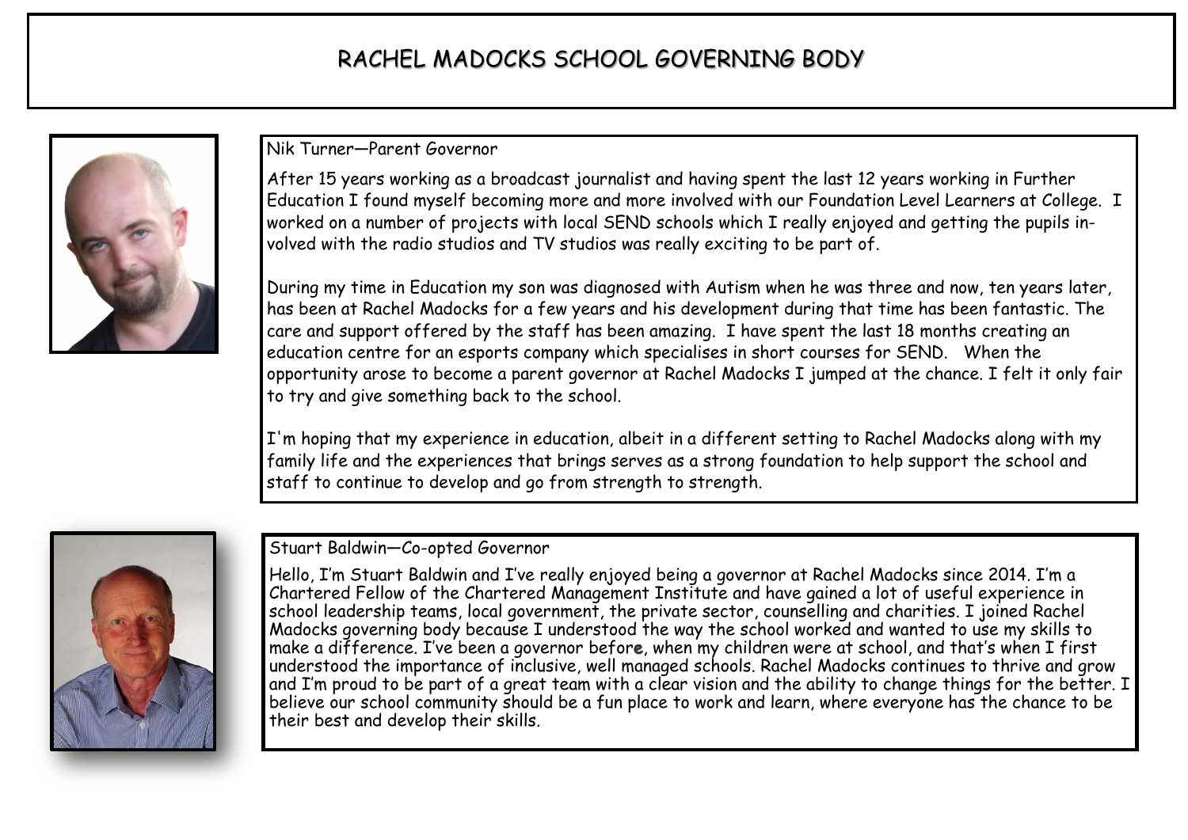# RACHEL MADOCKS SCHOOL GOVERNING BODY

## Nik Turner—Parent Governor

After 15 years working as a broadcast journalist and having spent the last 12 years working in Further Education I found myself becoming more and more involved with our Foundation Level Learners at College. I worked on a number of projects with local SEND schools which I really enjoyed and getting the pupils involved with the radio studios and TV studios was really exciting to be part of.

During my time in Education my son was diagnosed with Autism when he was three and now, ten years later, has been at Rachel Madocks for a few years and his development during that time has been fantastic. The care and support offered by the staff has been amazing. I have spent the last 18 months creating an education centre for an esports company which specialises in short courses for SEND. When the opportunity arose to become a parent governor at Rachel Madocks I jumped at the chance. I felt it only fair to try and give something back to the school.

I'm hoping that my experience in education, albeit in a different setting to Rachel Madocks along with my family life and the experiences that brings serves as a strong foundation to help support the school and staff to continue to develop and go from strength to strength.

## Stuart Baldwin—Co-opted Governor

Hello, I'm Stuart Baldwin and I've really enjoyed being a governor at Rachel Madocks since 2014. I'm a Chartered Fellow of the Chartered Management Institute and have gained a lot of useful experience in school leadership teams, local government, the private sector, counselling and charities. I joined Rachel Madocks governing body because I understood the way the school worked and wanted to use my skills to make a difference. I've been a governor before, when my children were at school, and that's when I first understood the importance of inclusive, well managed schools. Rachel Madocks continues to thrive and grow and I'm proud to be part of a great team with a clear vision and the ability to change things for the better. I believe our school community should be a fun place to work and learn, where everyone has the chance to be their best and develop their skills.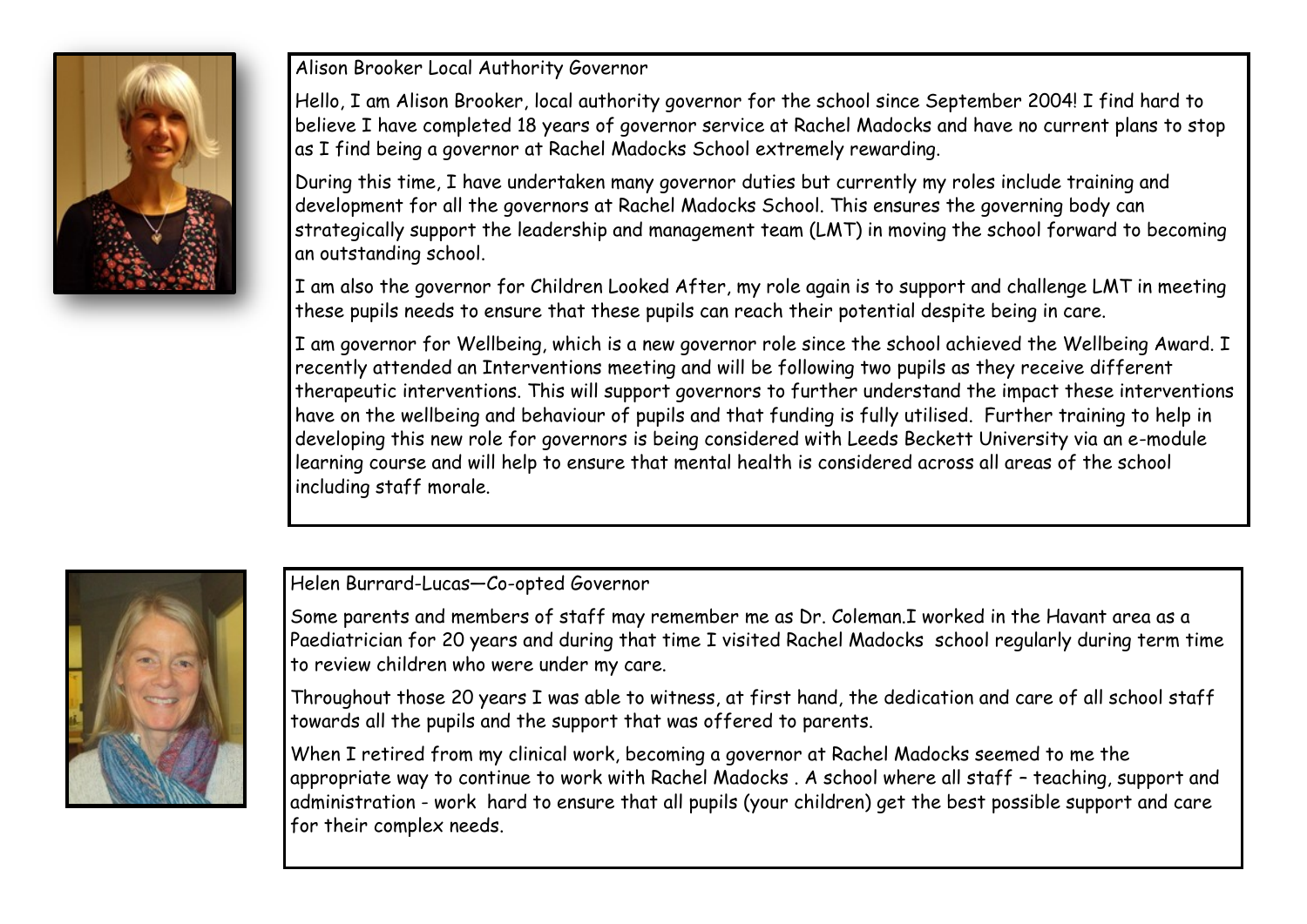## Alison Brooker Local Authority Governor

Hello, I am Alison Brooker, local authority governor for the school since September 2004! I find hard to believe I have completed 18 years of governor service at Rachel Madocks and have no current plans to stop as I find being a governor at Rachel Madocks School extremely rewarding.

During this time, I have undertaken many governor duties but currently my roles include training and development for all the governors at Rachel Madocks School. This ensures the governing body can strategically support the leadership and management team (LMT) in moving the school forward to becoming an outstanding school.

I am also the governor for Children Looked After, my role again is to support and challenge LMT in meeting these pupils needs to ensure that these pupils can reach their potential despite being in care.

I am governor for Wellbeing, which is a new governor role since the school achieved the Wellbeing Award. I recently attended an Interventions meeting and will be following two pupils as they receive different therapeutic interventions. This will support governors to further understand the impact these interventions have on the wellbeing and behaviour of pupils and that funding is fully utilised. Further training to help in developing this new role for governors is being considered with Leeds Beckett University via an e-module learning course and will help to ensure that mental health is considered across all areas of the school including staff morale.

## Helen Burrard-Lucas—Co-opted Governor

Some parents and members of staff may remember me as Dr. Coleman.I worked in the Havant area as a Paediatrician for 20 years and during that time I visited Rachel Madocks school regularly during term time to review children who were under my care.

Throughout those 20 years I was able to witness, at first hand, the dedication and care of all school staff towards all the pupils and the support that was offered to parents.

When I retired from my clinical work, becoming a governor at Rachel Madocks seemed to me the appropriate way to continue to work with Rachel Madocks . A school where all staff – teaching, support and administration - work hard to ensure that all pupils (your children) get the best possible support and care for their complex needs.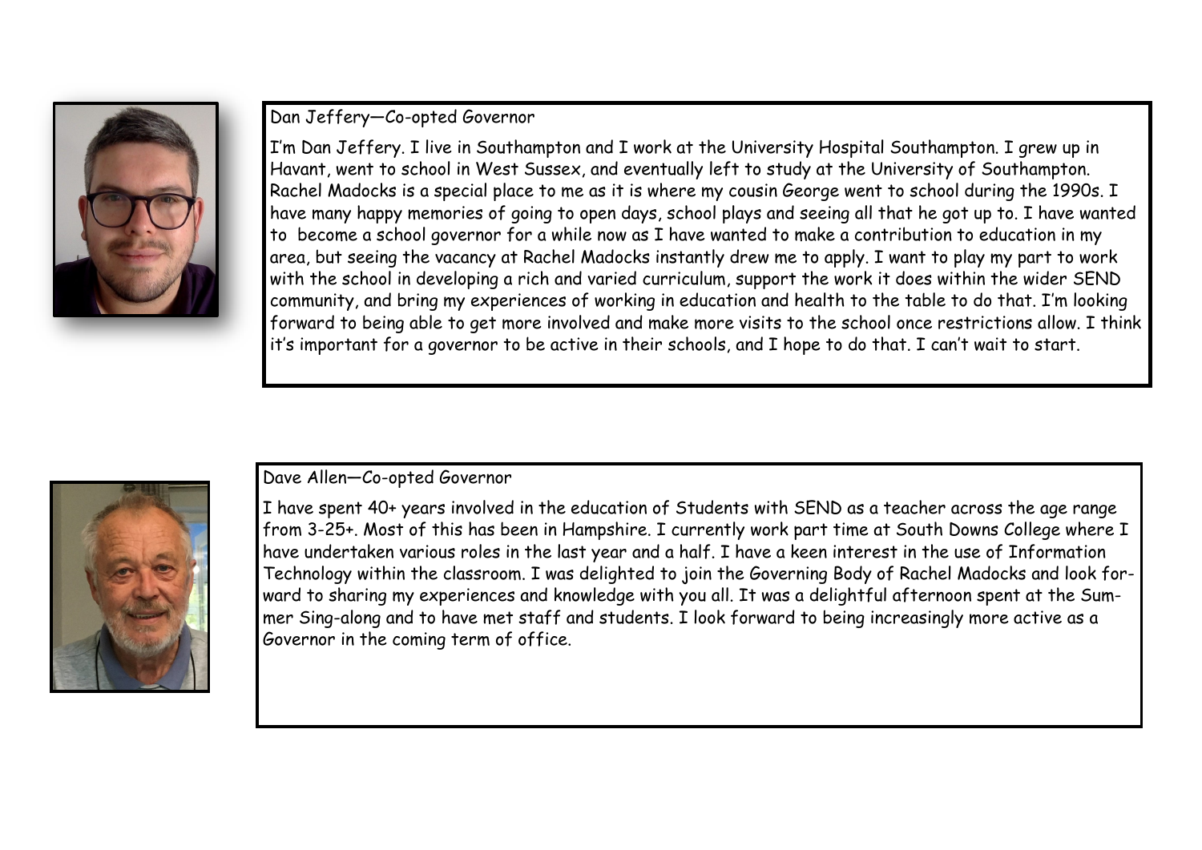Dan Jeffery—Co-opted Governor

I'm Dan Jeffery. I live in Southampton and I work at the University Hospital Southampton. I grew up in Havant, went to school in West Sussex, and eventually left to study at the University of Southampton. Rachel Madocks is a special place to me as it is where my cousin George went to school during the 1990s. I have many happy memories of going to open days, school plays and seeing all that he got up to. I have wanted to become a school governor for a while now as I have wanted to make a contribution to education in my area, but seeing the vacancy at Rachel Madocks instantly drew me to apply. I want to play my part to work with the school in developing a rich and varied curriculum, support the work it does within the wider SEND community, and bring my experiences of working in education and health to the table to do that. I'm looking forward to being able to get more involved and make more visits to the school once restrictions allow. I think it's important for a governor to be active in their schools, and I hope to do that. I can't wait to start.

Dave Allen—Co-opted Governor

I have spent 40+ years involved in the education of Students with SEND as a teacher across the age range from 3-25+. Most of this has been in Hampshire. I currently work part time at South Downs College where I have undertaken various roles in the last year and a half. I have a keen interest in the use of Information Technology within the classroom. I was delighted to join the Governing Body of Rachel Madocks and look forward to sharing my experiences and knowledge with you all. It was a delightful afternoon spent at the Summer Sing-along and to have met staff and students. I look forward to being increasingly more active as a Governor in the coming term of office.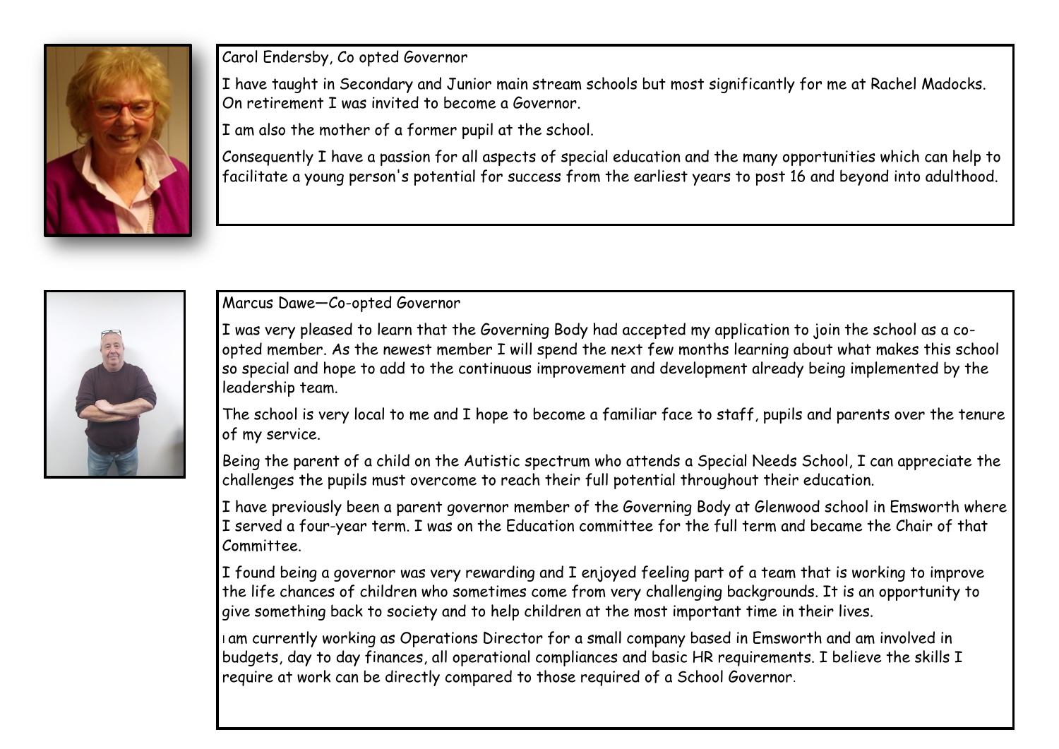Carol Endersby, Co opted Governor

I have taught in Secondary and Junior main stream schools but most significantly for me at Rachel Madocks. On retirement I was invited to become a Governor.

I am also the mother of a former pupil at the school.

Consequently I have a passion for all aspects of special education and the many opportunities which can help to facilitate a young person's potential for success from the earliest years to post 16 and beyond into adulthood.

Marcus Dawe—Co-opted Governor

I was very pleased to learn that the Governing Body had accepted my application to join the school as a co-opted member. As the newest member I will spend the next few months learning about what makes this school so special and hope to add to the continuous improvement and development already being implemented by the leadership team.

The school is very local to me and I hope to become a familiar face to staff, pupils and parents over the tenure of my service.

Being the parent of a child on the Autistic spectrum who attends a Special Needs School, I can appreciate the challenges the pupils must overcome to reach their full potential throughout their education.

I have previously been a parent governor member of the Governing Body at Glenwood school in Emsworth where I served a four-year term. I was on the Education committee for the full term and became the Chair of that Committee.

I found being a governor was very rewarding and I enjoyed feeling part of a team that is working to improve the life chances of children who sometimes come from very challenging backgrounds. It is an opportunity to give something back to society and to help children at the most important time in their lives.

I am currently working as Operations Director for a small company based in Emsworth and am involved in budgets, day to day finances, all operational compliances and basic HR requirements. I believe the skills I require at work can be directly compared to those required of a School Governor.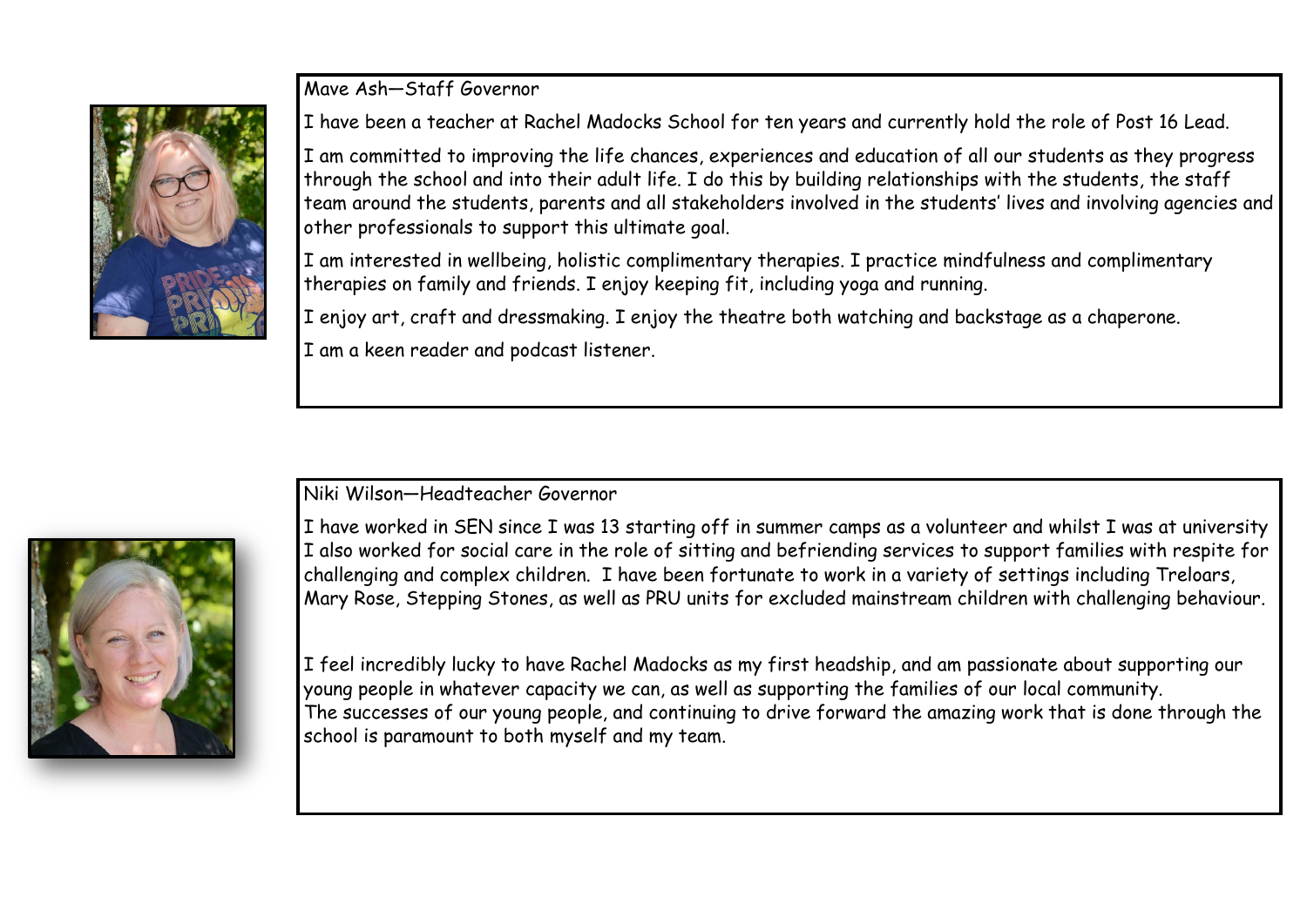Mave Ash—Staff Governor

I have been a teacher at Rachel Madocks School for ten years and currently hold the role of Post 16 Lead.

I am committed to improving the life chances, experiences and education of all our students as they progress through the school and into their adult life. I do this by building relationships with the students, the staff team around the students, parents and all stakeholders involved in the students' lives and involving agencies and other professionals to support this ultimate goal.

I am interested in wellbeing, holistic complimentary therapies. I practice mindfulness and complimentary therapies on family and friends. I enjoy keeping fit, including yoga and running.

I enjoy art, craft and dressmaking. I enjoy the theatre both watching and backstage as a chaperone.

I am a keen reader and podcast listener.

Niki Wilson—Headteacher Governor

I have worked in SEN since I was 13 starting off in summer camps as a volunteer and whilst I was at university I also worked for social care in the role of sitting and befriending services to support families with respite for challenging and complex children. I have been fortunate to work in a variety of settings including Treloars, Mary Rose, Stepping Stones, as well as PRU units for excluded mainstream children with challenging behaviour.

I feel incredibly lucky to have Rachel Madocks as my first headship, and am passionate about supporting our young people in whatever capacity we can, as well as supporting the families of our local community.
The successes of our young people, and continuing to drive forward the amazing work that is done through the school is paramount to both myself and my team.